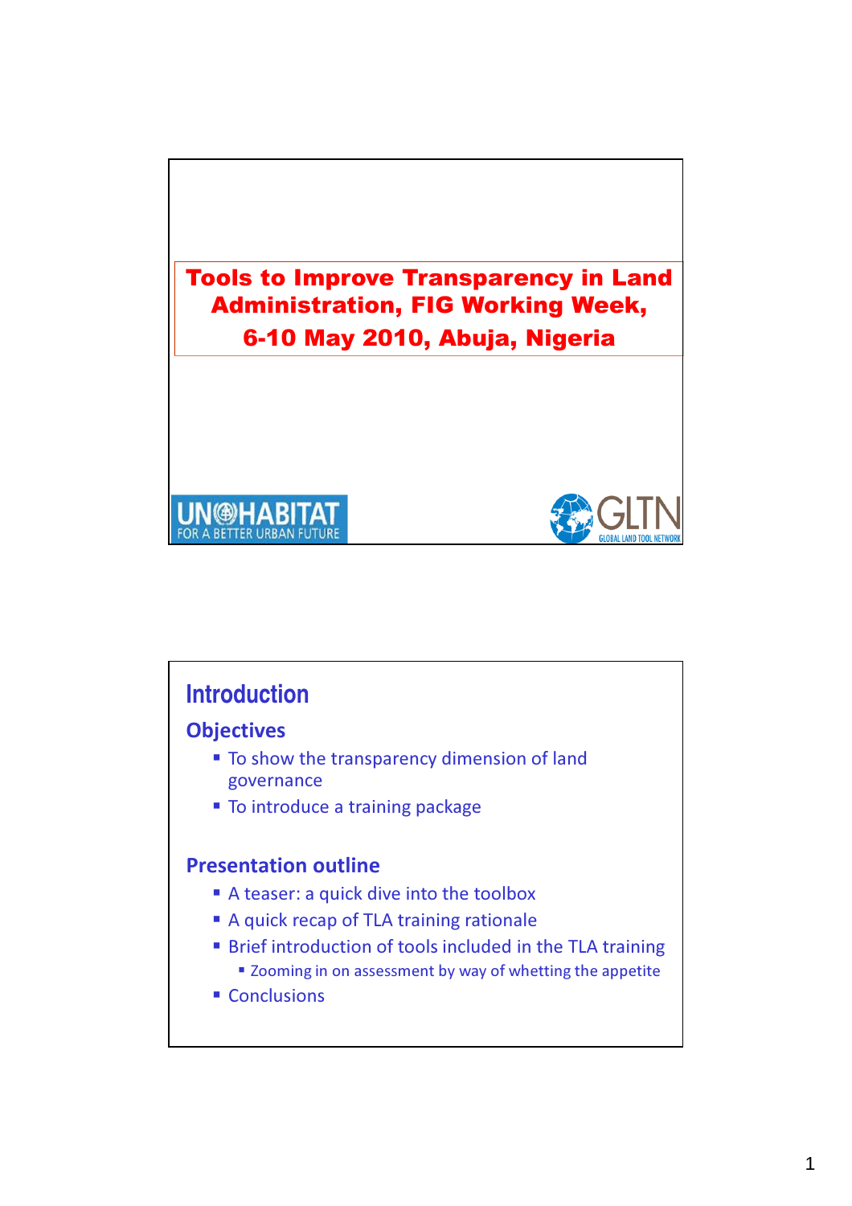# Tools to Improve Transparency in Land Administration, FIG Working Week, 6-10 May 2010, Abuja, Nigeria

UN-HABITAT
FOR A BETTER URBAN FUTURE

GLTN
GLOBAL LAND TOOL NETWORK

## Introduction

### Objectives

- To show the transparency dimension of land governance
- To introduce a training package

### Presentation outline

- A teaser: a quick dive into the toolbox
- A quick recap of TLA training rationale
- Brief introduction of tools included in the TLA training
  - Zooming in on assessment by way of whetting the appetite
- Conclusions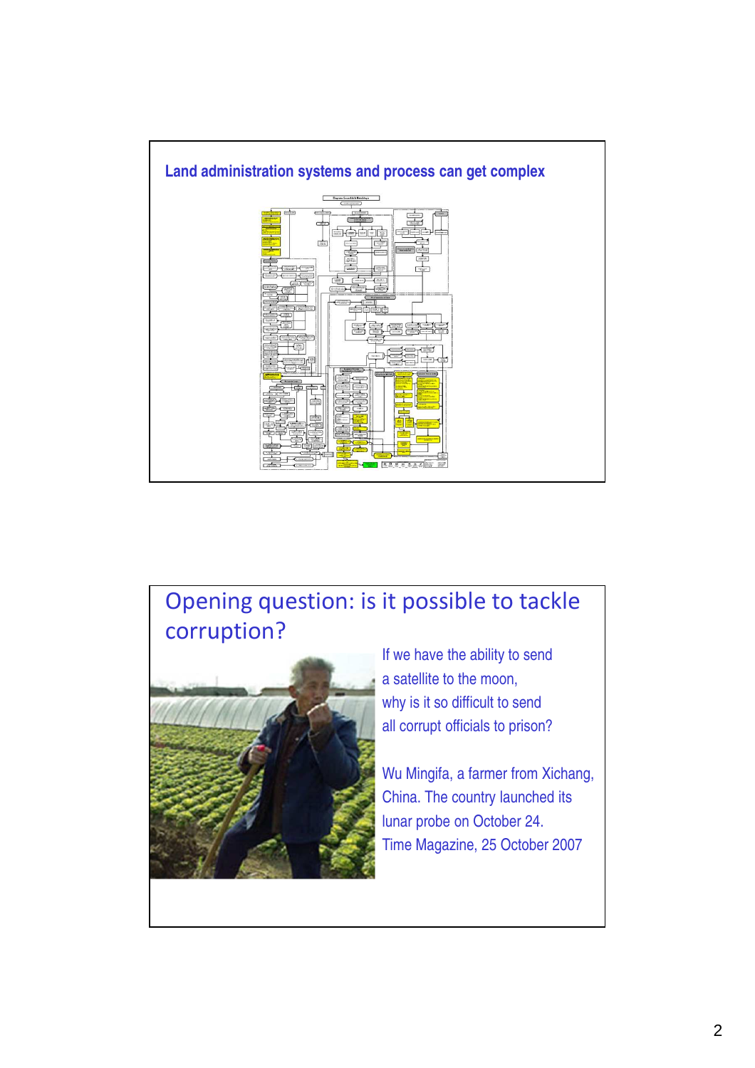## Land administration systems and process can get complex

## Opening question: is it possible to tackle corruption?

If we have the ability to send a satellite to the moon, why is it so difficult to send all corrupt officials to prison?

Wu Mingifa, a farmer from Xichang, China. The country launched its lunar probe on October 24.
Time Magazine, 25 October 2007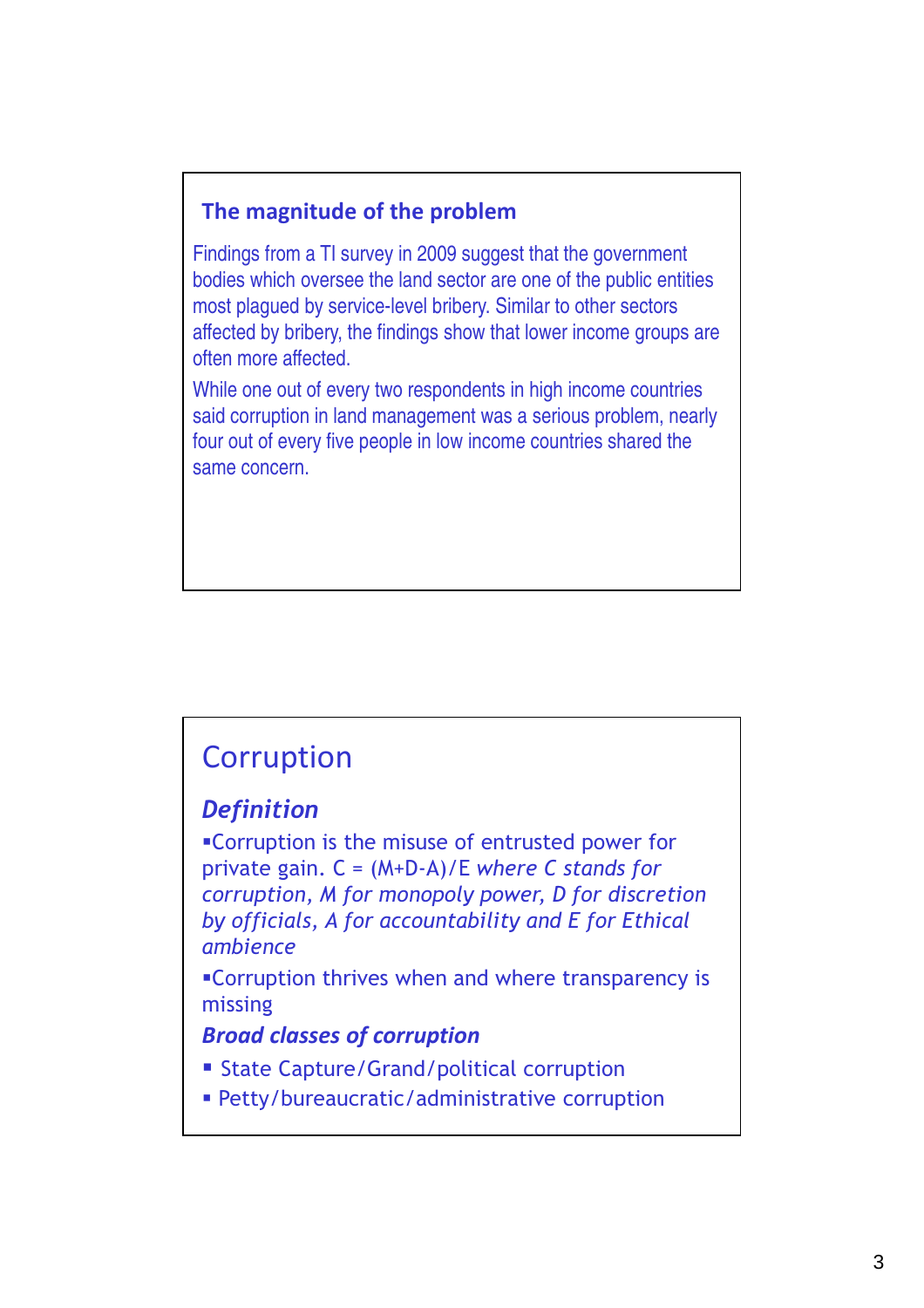## The magnitude of the problem

Findings from a TI survey in 2009 suggest that the government bodies which oversee the land sector are one of the public entities most plagued by service-level bribery. Similar to other sectors affected by bribery, the findings show that lower income groups are often more affected.

While one out of every two respondents in high income countries said corruption in land management was a serious problem, nearly four out of every five people in low income countries shared the same concern.

## Corruption

### *Definition*

- Corruption is the misuse of entrusted power for private gain. $C = (M+D-A)/E$ *where C stands for corruption, M for monopoly power, D for discretion by officials, A for accountability and E for Ethical ambience*
- Corruption thrives when and where transparency is missing

### *Broad classes of corruption*

- State Capture/Grand/political corruption
- Petty/bureaucratic/administrative corruption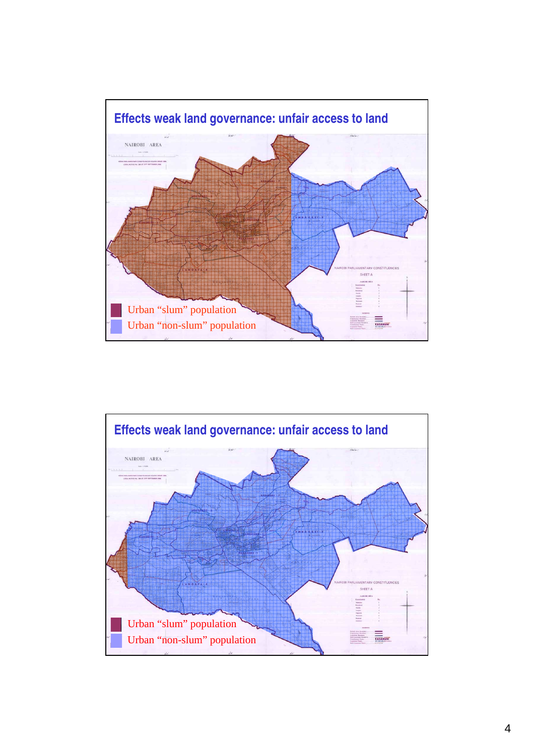## Effects weak land governance: unfair access to land

Urban "slum" population

Urban "non-slum" population

## Effects weak land governance: unfair access to land

Urban "slum" population

Urban "non-slum" population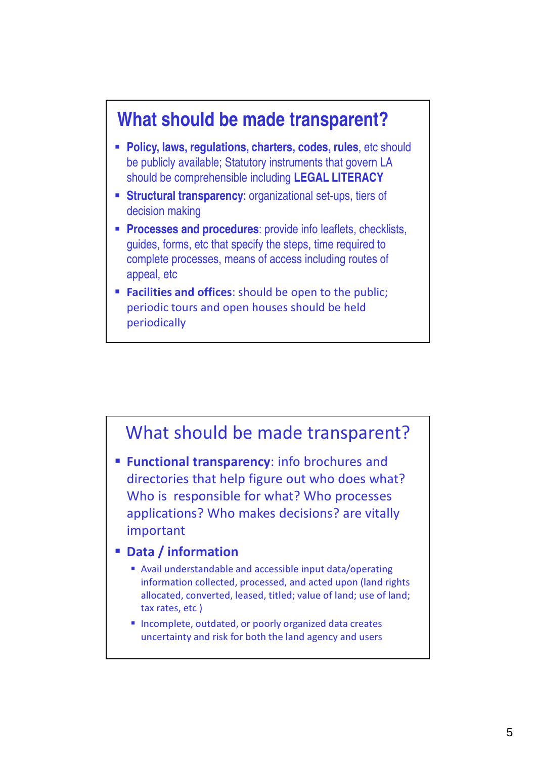## What should be made transparent?

- **Policy, laws, regulations, charters, codes, rules**, etc should be publicly available; Statutory instruments that govern LA should be comprehensible including **LEGAL LITERACY**
- **Structural transparency**: organizational set-ups, tiers of decision making
- **Processes and procedures**: provide info leaflets, checklists, guides, forms, etc that specify the steps, time required to complete processes, means of access including routes of appeal, etc
- **Facilities and offices**: should be open to the public; periodic tours and open houses should be held periodically

## What should be made transparent?

- **Functional transparency**: info brochures and directories that help figure out who does what? Who is responsible for what? Who processes applications? Who makes decisions? are vitally important
- **Data / information**
  - Avail understandable and accessible input data/operating information collected, processed, and acted upon (land rights allocated, converted, leased, titled; value of land; use of land; tax rates, etc )
  - Incomplete, outdated, or poorly organized data creates uncertainty and risk for both the land agency and users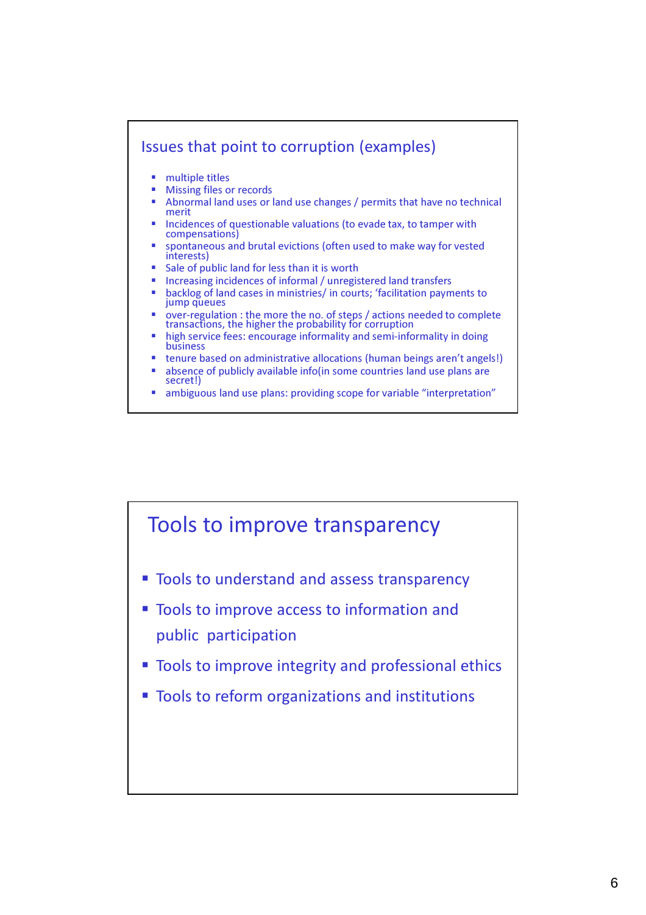## Issues that point to corruption (examples)

- multiple titles
- Missing files or records
- Abnormal land uses or land use changes / permits that have no technical merit
- Incidences of questionable valuations (to evade tax, to tamper with compensations)
- spontaneous and brutal evictions (often used to make way for vested interests)
- Sale of public land for less than it is worth
- Increasing incidences of informal / unregistered land transfers
- backlog of land cases in ministries/ in courts; 'facilitation payments to jump queues
- over-regulation : the more the no. of steps / actions needed to complete transactions, the higher the probability for corruption
- high service fees: encourage informality and semi-informality in doing business
- tenure based on administrative allocations (human beings aren't angels!)
- absence of publicly available info(in some countries land use plans are secret!)
- ambiguous land use plans: providing scope for variable "interpretation"

## Tools to improve transparency

- Tools to understand and assess transparency
- Tools to improve access to information and public participation
- Tools to improve integrity and professional ethics
- Tools to reform organizations and institutions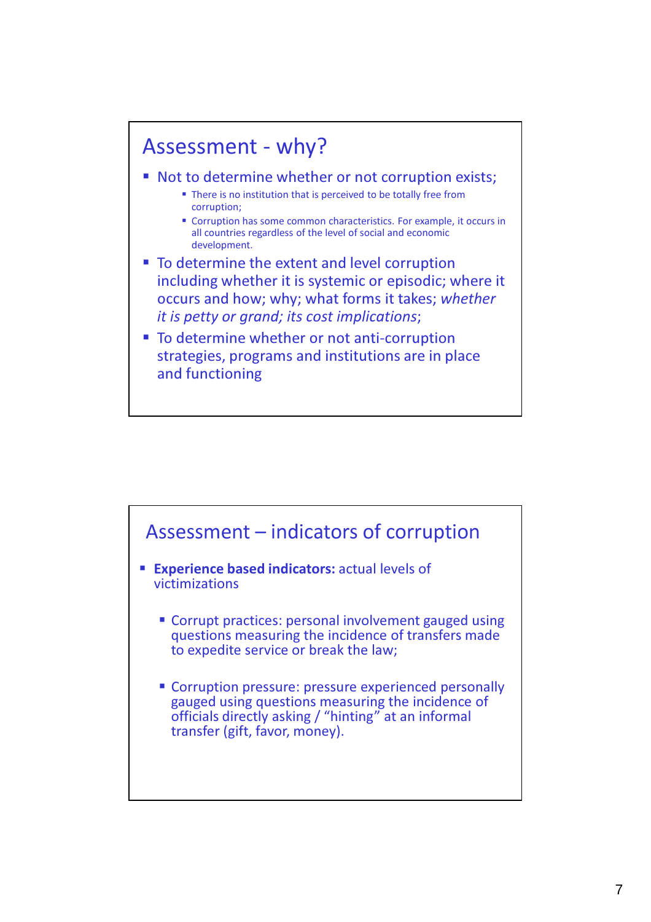## Assessment - why?

- Not to determine whether or not corruption exists;
  - There is no institution that is perceived to be totally free from corruption;
  - Corruption has some common characteristics. For example, it occurs in all countries regardless of the level of social and economic development.
- To determine the extent and level corruption including whether it is systemic or episodic; where it occurs and how; why; what forms it takes; *whether it is petty or grand; its cost implications*;
- To determine whether or not anti-corruption strategies, programs and institutions are in place and functioning

## Assessment – indicators of corruption

- **Experience based indicators:** actual levels of victimizations
  - Corrupt practices: personal involvement gauged using questions measuring the incidence of transfers made to expedite service or break the law;
  - Corruption pressure: pressure experienced personally gauged using questions measuring the incidence of officials directly asking / "hinting" at an informal transfer (gift, favor, money).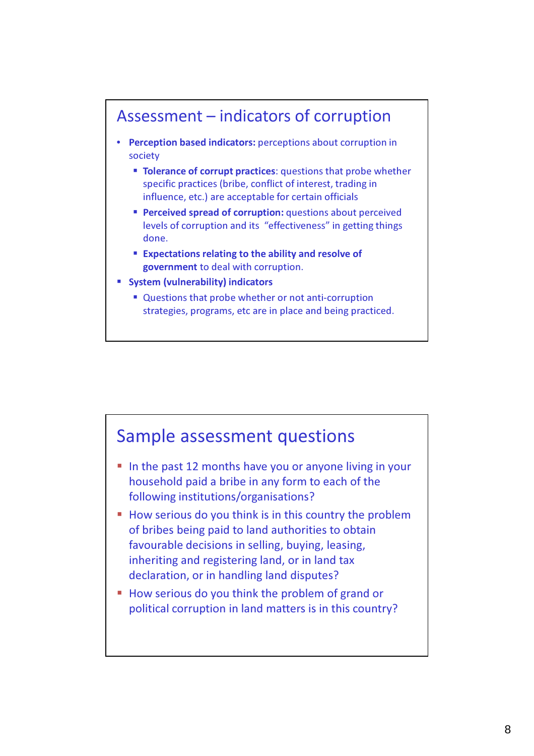## Assessment – indicators of corruption

- **Perception based indicators:** perceptions about corruption in society
  - **Tolerance of corrupt practices**: questions that probe whether specific practices (bribe, conflict of interest, trading in influence, etc.) are acceptable for certain officials
  - **Perceived spread of corruption:** questions about perceived levels of corruption and its "effectiveness" in getting things done.
  - **Expectations relating to the ability and resolve of government** to deal with corruption.
- **System (vulnerability) indicators**
  - Questions that probe whether or not anti-corruption strategies, programs, etc are in place and being practiced.

## Sample assessment questions

- In the past 12 months have you or anyone living in your household paid a bribe in any form to each of the following institutions/organisations?
- How serious do you think is in this country the problem of bribes being paid to land authorities to obtain favourable decisions in selling, buying, leasing, inheriting and registering land, or in land tax declaration, or in handling land disputes?
- How serious do you think the problem of grand or political corruption in land matters is in this country?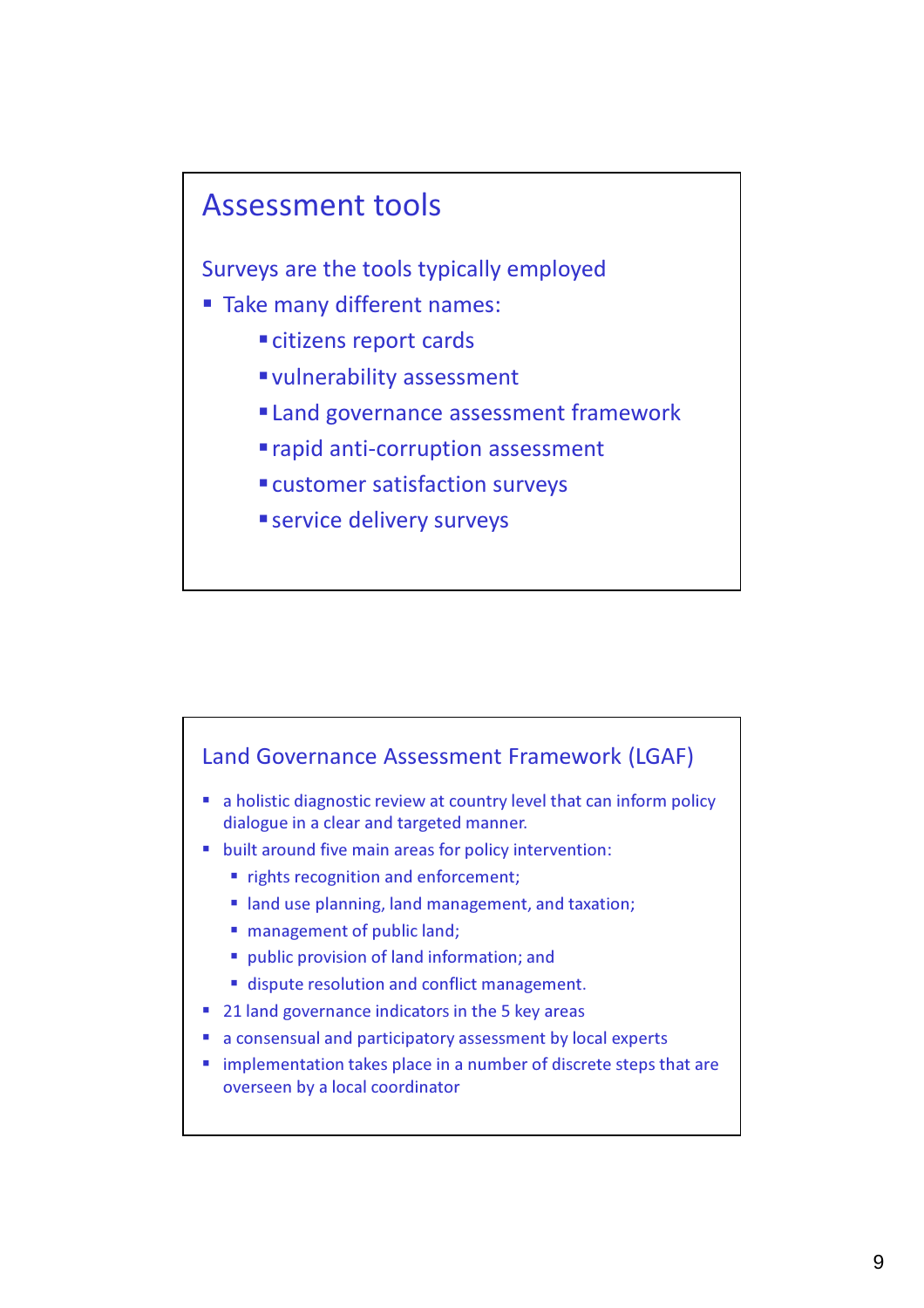## Assessment tools

Surveys are the tools typically employed

- Take many different names:
  - citizens report cards
  - vulnerability assessment
  - Land governance assessment framework
  - rapid anti-corruption assessment
  - customer satisfaction surveys
  - service delivery surveys

## Land Governance Assessment Framework (LGAF)

- a holistic diagnostic review at country level that can inform policy dialogue in a clear and targeted manner.
- built around five main areas for policy intervention:
  - rights recognition and enforcement;
  - land use planning, land management, and taxation;
  - management of public land;
  - public provision of land information; and
  - dispute resolution and conflict management.
- 21 land governance indicators in the 5 key areas
- a consensual and participatory assessment by local experts
- implementation takes place in a number of discrete steps that are overseen by a local coordinator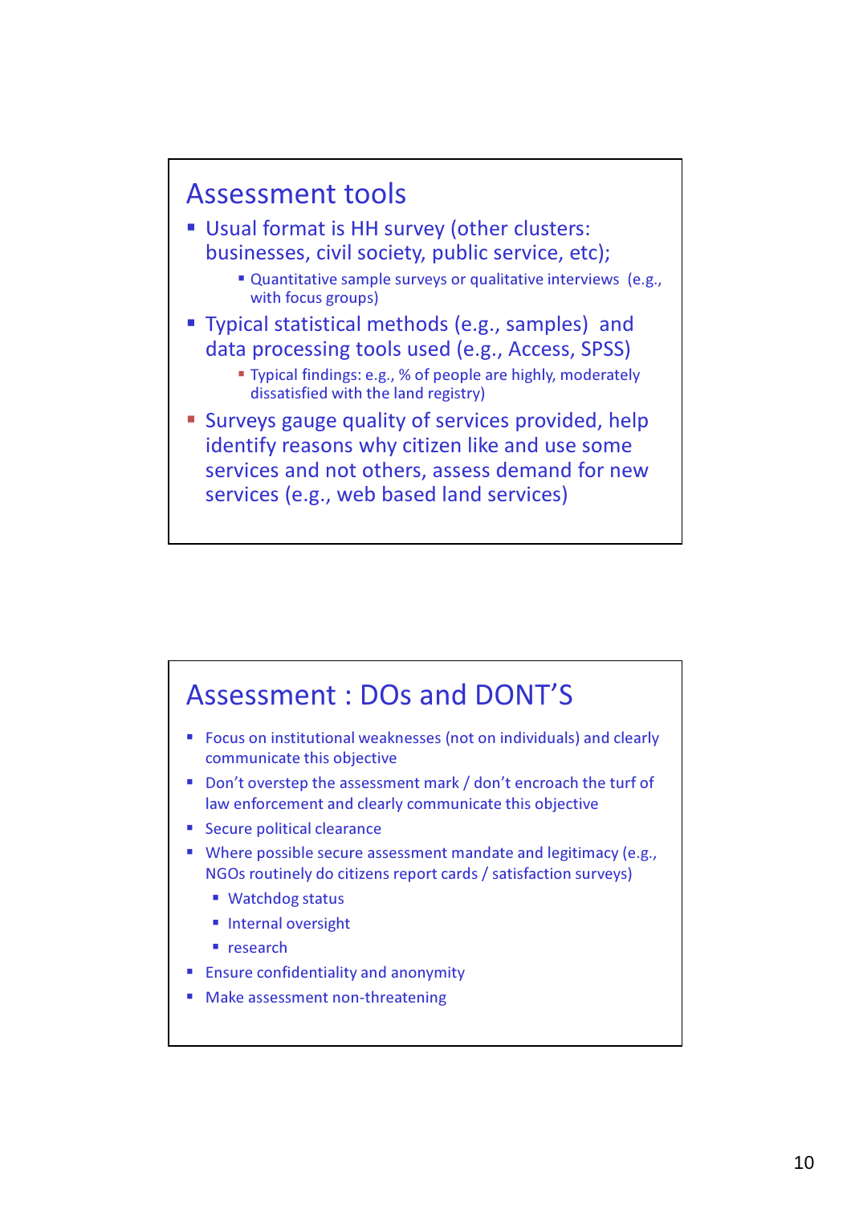## Assessment tools

- Usual format is HH survey (other clusters: businesses, civil society, public service, etc);
  - Quantitative sample surveys or qualitative interviews (e.g., with focus groups)
- Typical statistical methods (e.g., samples) and data processing tools used (e.g., Access, SPSS)
  - Typical findings: e.g., % of people are highly, moderately dissatisfied with the land registry)
- Surveys gauge quality of services provided, help identify reasons why citizen like and use some services and not others, assess demand for new services (e.g., web based land services)

## Assessment : DOs and DONT'S

- Focus on institutional weaknesses (not on individuals) and clearly communicate this objective
- Don't overstep the assessment mark / don't encroach the turf of law enforcement and clearly communicate this objective
- Secure political clearance
- Where possible secure assessment mandate and legitimacy (e.g., NGOs routinely do citizens report cards / satisfaction surveys)
  - Watchdog status
  - Internal oversight
  - research
- Ensure confidentiality and anonymity
- Make assessment non-threatening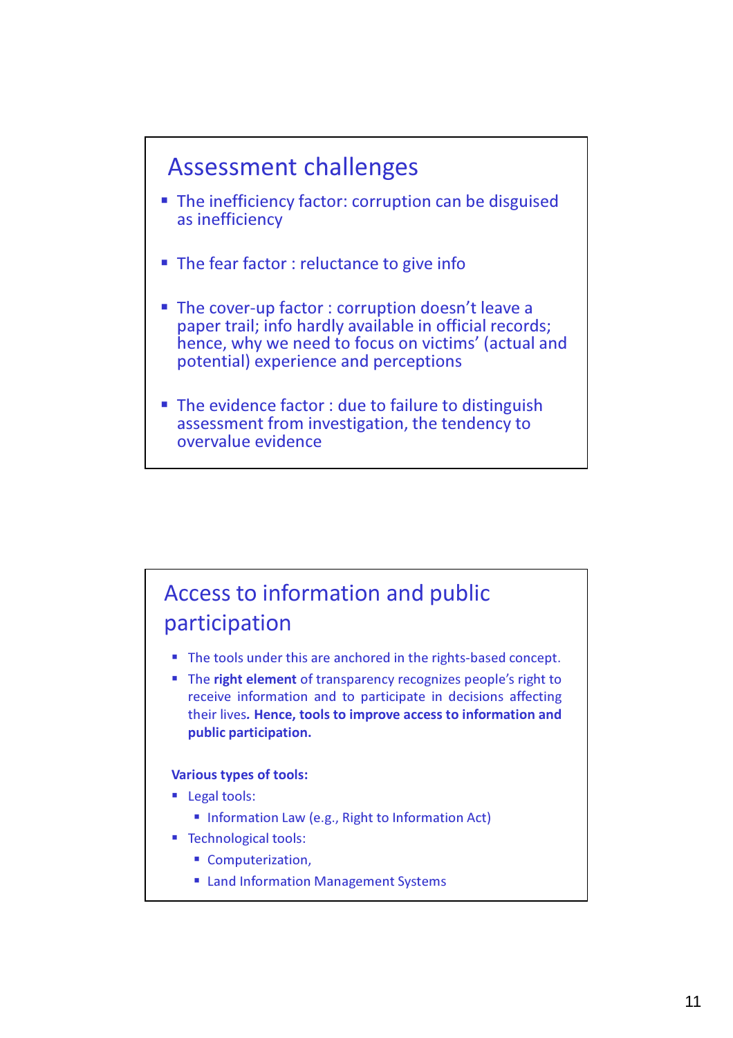## Assessment challenges

- The inefficiency factor: corruption can be disguised as inefficiency
- The fear factor : reluctance to give info
- The cover-up factor : corruption doesn't leave a paper trail; info hardly available in official records; hence, why we need to focus on victims' (actual and potential) experience and perceptions
- The evidence factor : due to failure to distinguish assessment from investigation, the tendency to overvalue evidence

## Access to information and public participation

- The tools under this are anchored in the rights-based concept.
- The **right element** of transparency recognizes people's right to receive information and to participate in decisions affecting their lives**. Hence, tools to improve access to information and public participation.**

**Various types of tools:**

- Legal tools:
  - Information Law (e.g., Right to Information Act)
- Technological tools:
  - Computerization,
  - Land Information Management Systems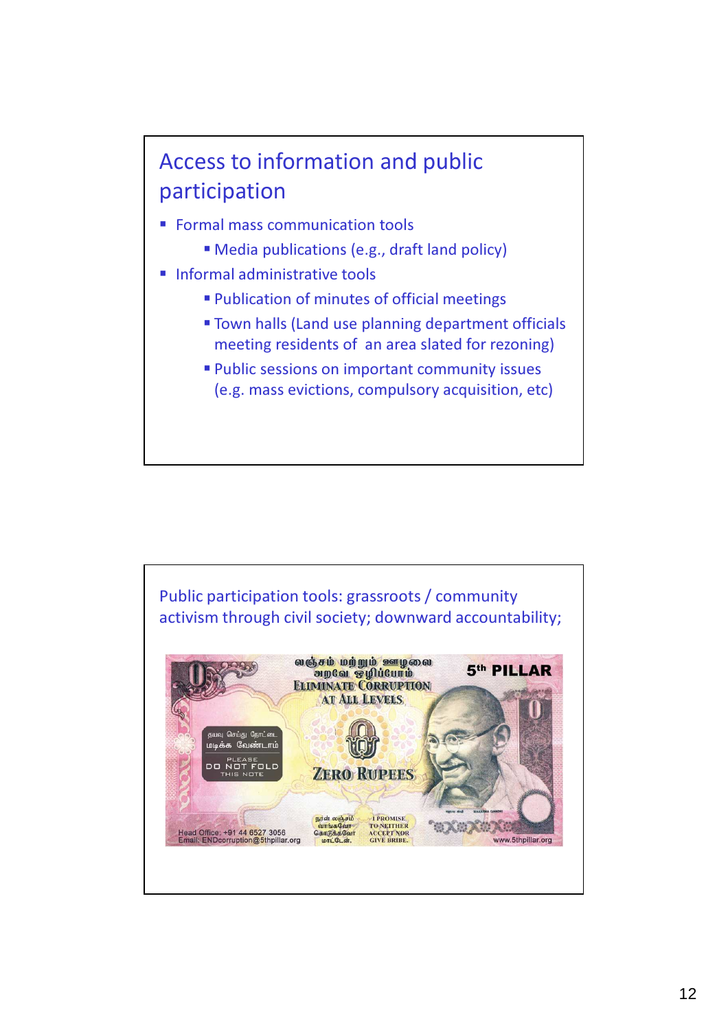## Access to information and public participation

- Formal mass communication tools
  - Media publications (e.g., draft land policy)
- Informal administrative tools
  - Publication of minutes of official meetings
  - Town halls (Land use planning department officials meeting residents of an area slated for rezoning)
  - Public sessions on important community issues (e.g. mass evictions, compulsory acquisition, etc)

## Public participation tools: grassroots / community activism through civil society; downward accountability;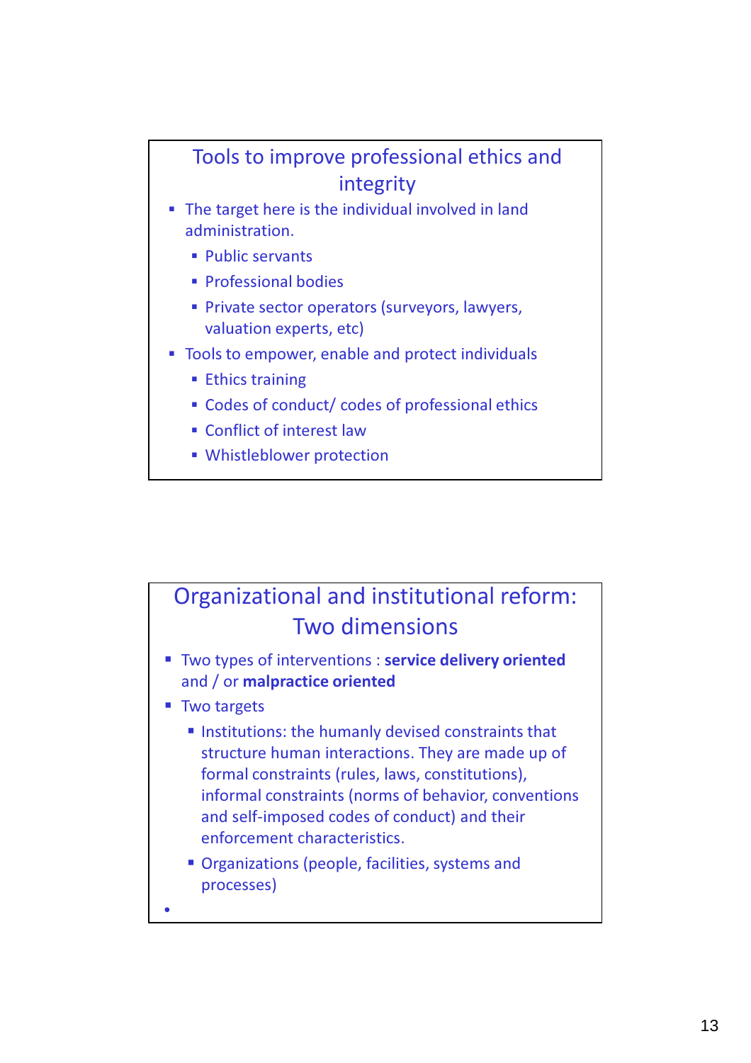## Tools to improve professional ethics and integrity

- The target here is the individual involved in land administration.
  - Public servants
  - Professional bodies
  - Private sector operators (surveyors, lawyers, valuation experts, etc)
- Tools to empower, enable and protect individuals
  - Ethics training
  - Codes of conduct/ codes of professional ethics
  - Conflict of interest law
  - Whistleblower protection

## Organizational and institutional reform: Two dimensions

- Two types of interventions : **service delivery oriented** and / or **malpractice oriented**
- Two targets
  - Institutions: the humanly devised constraints that structure human interactions. They are made up of formal constraints (rules, laws, constitutions), informal constraints (norms of behavior, conventions and self-imposed codes of conduct) and their enforcement characteristics.
  - Organizations (people, facilities, systems and processes)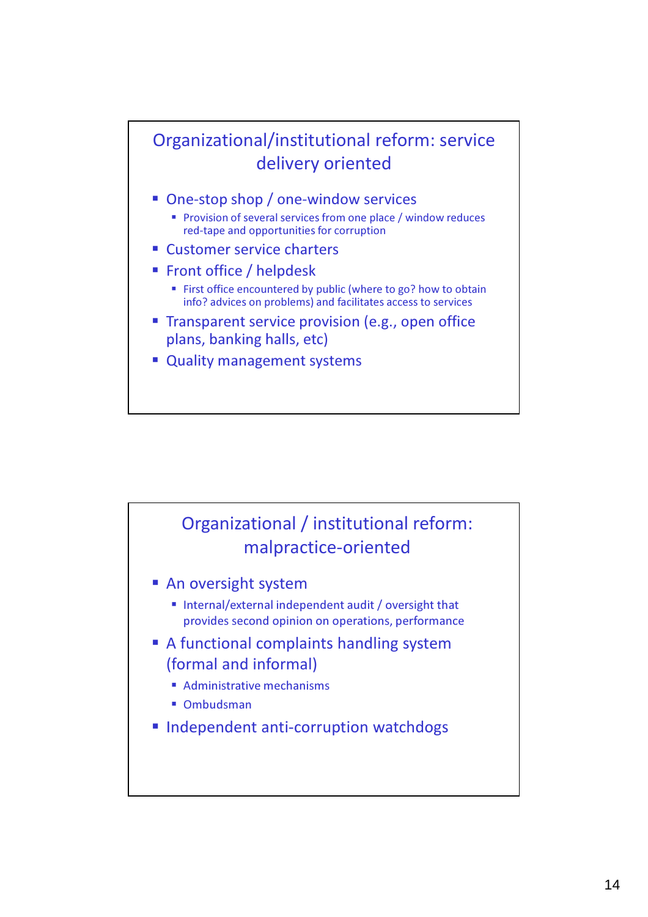## Organizational/institutional reform: service delivery oriented

- One-stop shop / one-window services
  - Provision of several services from one place / window reduces red-tape and opportunities for corruption
- Customer service charters
- Front office / helpdesk
  - First office encountered by public (where to go? how to obtain info? advices on problems) and facilitates access to services
- Transparent service provision (e.g., open office plans, banking halls, etc)
- Quality management systems

## Organizational / institutional reform: malpractice-oriented

- An oversight system
  - Internal/external independent audit / oversight that provides second opinion on operations, performance
- A functional complaints handling system (formal and informal)
  - Administrative mechanisms
  - Ombudsman
- Independent anti-corruption watchdogs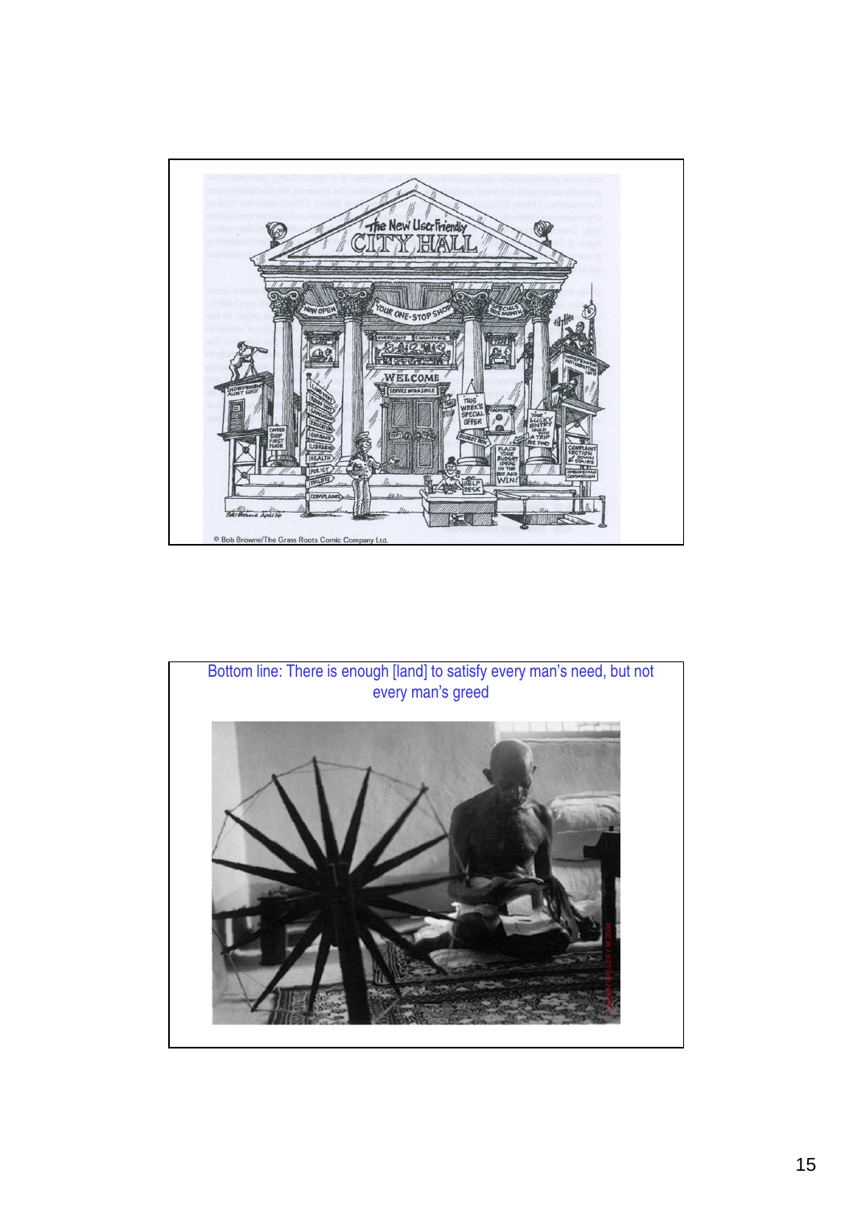© Bob Browne/The Grass Roots Comic Company Ltd.

Bottom line: There is enough [land] to satisfy every man's need, but not every man's greed